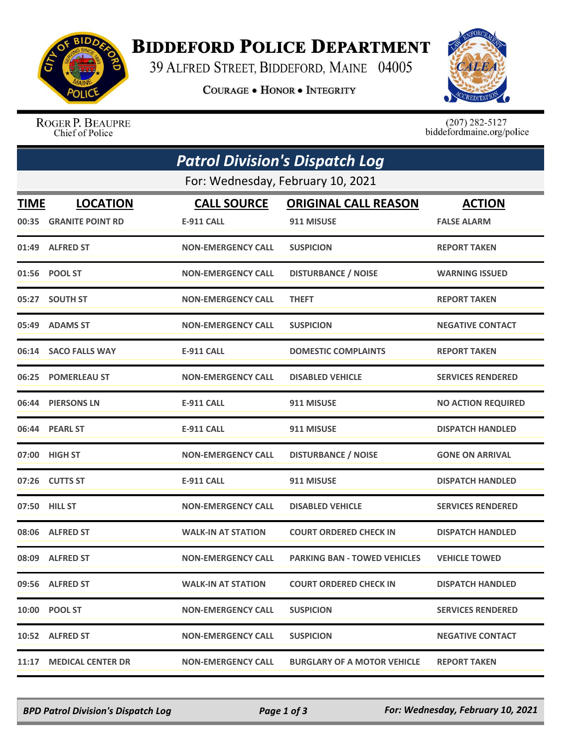# Biddeford Police Department

39 Alfred Street, Biddeford, Maine 04005

**Courage • Honor • Integrity**

Roger P. Beaupre
Chief of Police

(207) 282-5127
biddefordmaine.org/police

## *Patrol Division's Dispatch Log*

For: Wednesday, February 10, 2021

| TIME | LOCATION | CALL SOURCE | ORIGINAL CALL REASON | ACTION |
|---|---|---|---|---|
| 00:35 | GRANITE POINT RD | E-911 CALL | 911 MISUSE | FALSE ALARM |
| 01:49 | ALFRED ST | NON-EMERGENCY CALL | SUSPICION | REPORT TAKEN |
| 01:56 | POOL ST | NON-EMERGENCY CALL | DISTURBANCE / NOISE | WARNING ISSUED |
| 05:27 | SOUTH ST | NON-EMERGENCY CALL | THEFT | REPORT TAKEN |
| 05:49 | ADAMS ST | NON-EMERGENCY CALL | SUSPICION | NEGATIVE CONTACT |
| 06:14 | SACO FALLS WAY | E-911 CALL | DOMESTIC COMPLAINTS | REPORT TAKEN |
| 06:25 | POMERLEAU ST | NON-EMERGENCY CALL | DISABLED VEHICLE | SERVICES RENDERED |
| 06:44 | PIERSONS LN | E-911 CALL | 911 MISUSE | NO ACTION REQUIRED |
| 06:44 | PEARL ST | E-911 CALL | 911 MISUSE | DISPATCH HANDLED |
| 07:00 | HIGH ST | NON-EMERGENCY CALL | DISTURBANCE / NOISE | GONE ON ARRIVAL |
| 07:26 | CUTTS ST | E-911 CALL | 911 MISUSE | DISPATCH HANDLED |
| 07:50 | HILL ST | NON-EMERGENCY CALL | DISABLED VEHICLE | SERVICES RENDERED |
| 08:06 | ALFRED ST | WALK-IN AT STATION | COURT ORDERED CHECK IN | DISPATCH HANDLED |
| 08:09 | ALFRED ST | NON-EMERGENCY CALL | PARKING BAN - TOWED VEHICLES | VEHICLE TOWED |
| 09:56 | ALFRED ST | WALK-IN AT STATION | COURT ORDERED CHECK IN | DISPATCH HANDLED |
| 10:00 | POOL ST | NON-EMERGENCY CALL | SUSPICION | SERVICES RENDERED |
| 10:52 | ALFRED ST | NON-EMERGENCY CALL | SUSPICION | NEGATIVE CONTACT |
| 11:17 | MEDICAL CENTER DR | NON-EMERGENCY CALL | BURGLARY OF A MOTOR VEHICLE | REPORT TAKEN |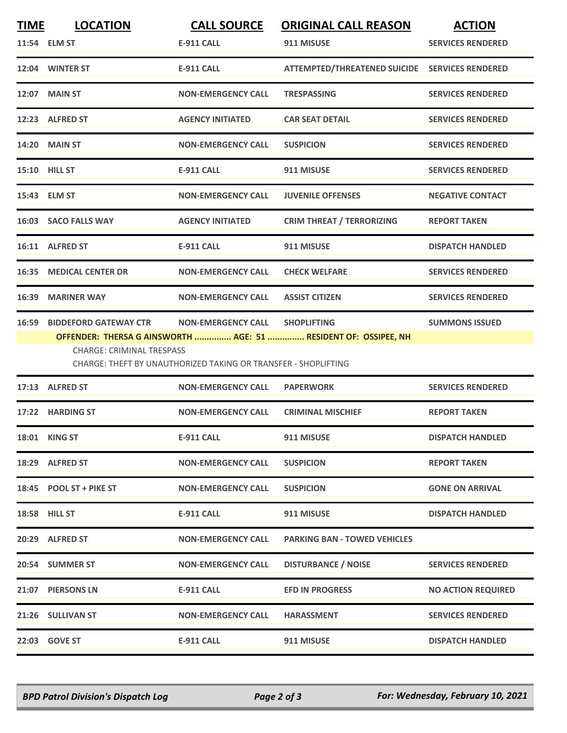| TIME | LOCATION | CALL SOURCE | ORIGINAL CALL REASON | ACTION |
|---|---|---|---|---|
| 11:54 | ELM ST | E-911 CALL | 911 MISUSE | SERVICES RENDERED |
| 12:04 | WINTER ST | E-911 CALL | ATTEMPTED/THREATENED SUICIDE | SERVICES RENDERED |
| 12:07 | MAIN ST | NON-EMERGENCY CALL | TRESPASSING | SERVICES RENDERED |
| 12:23 | ALFRED ST | AGENCY INITIATED | CAR SEAT DETAIL | SERVICES RENDERED |
| 14:20 | MAIN ST | NON-EMERGENCY CALL | SUSPICION | SERVICES RENDERED |
| 15:10 | HILL ST | E-911 CALL | 911 MISUSE | SERVICES RENDERED |
| 15:43 | ELM ST | NON-EMERGENCY CALL | JUVENILE OFFENSES | NEGATIVE CONTACT |
| 16:03 | SACO FALLS WAY | AGENCY INITIATED | CRIM THREAT / TERRORIZING | REPORT TAKEN |
| 16:11 | ALFRED ST | E-911 CALL | 911 MISUSE | DISPATCH HANDLED |
| 16:35 | MEDICAL CENTER DR | NON-EMERGENCY CALL | CHECK WELFARE | SERVICES RENDERED |
| 16:39 | MARINER WAY | NON-EMERGENCY CALL | ASSIST CITIZEN | SERVICES RENDERED |
| 16:59 | BIDDEFORD GATEWAY CTR | NON-EMERGENCY CALL | SHOPLIFTING | SUMMONS ISSUED |

**OFFENDER: THERSA G AINSWORTH ............... AGE: 51 ............... RESIDENT OF: OSSIPEE, NH**

CHARGE: CRIMINAL TRESPASS

CHARGE: THEFT BY UNAUTHORIZED TAKING OR TRANSFER - SHOPLIFTING

| TIME | LOCATION | CALL SOURCE | ORIGINAL CALL REASON | ACTION |
|---|---|---|---|---|
| 17:13 | ALFRED ST | NON-EMERGENCY CALL | PAPERWORK | SERVICES RENDERED |
| 17:22 | HARDING ST | NON-EMERGENCY CALL | CRIMINAL MISCHIEF | REPORT TAKEN |
| 18:01 | KING ST | E-911 CALL | 911 MISUSE | DISPATCH HANDLED |
| 18:29 | ALFRED ST | NON-EMERGENCY CALL | SUSPICION | REPORT TAKEN |
| 18:45 | POOL ST + PIKE ST | NON-EMERGENCY CALL | SUSPICION | GONE ON ARRIVAL |
| 18:58 | HILL ST | E-911 CALL | 911 MISUSE | DISPATCH HANDLED |
| 20:29 | ALFRED ST | NON-EMERGENCY CALL | PARKING BAN - TOWED VEHICLES | |
| 20:54 | SUMMER ST | NON-EMERGENCY CALL | DISTURBANCE / NOISE | SERVICES RENDERED |
| 21:07 | PIERSONS LN | E-911 CALL | EFD IN PROGRESS | NO ACTION REQUIRED |
| 21:26 | SULLIVAN ST | NON-EMERGENCY CALL | HARASSMENT | SERVICES RENDERED |
| 22:03 | GOVE ST | E-911 CALL | 911 MISUSE | DISPATCH HANDLED |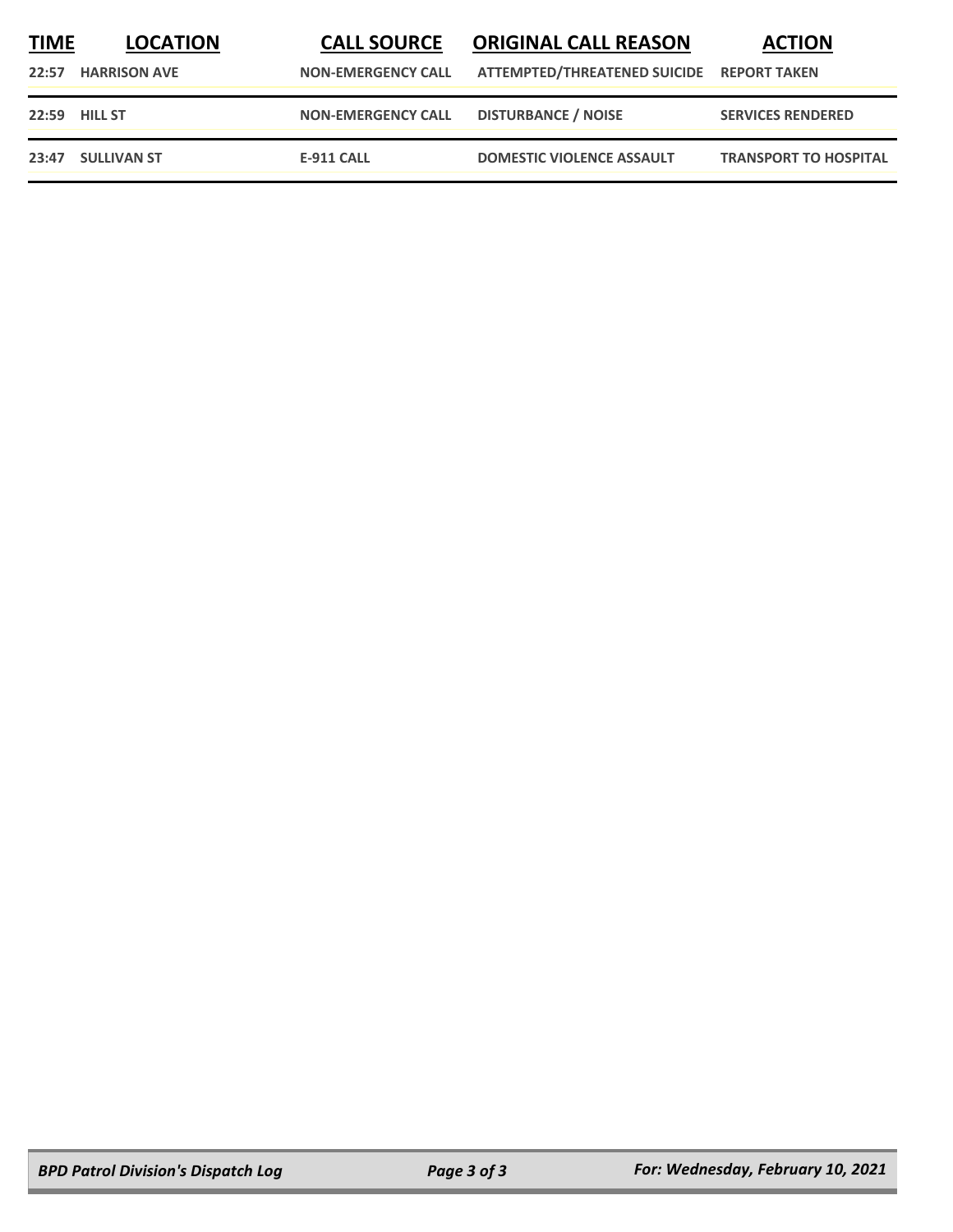| TIME | LOCATION | CALL SOURCE | ORIGINAL CALL REASON | ACTION |
| --- | --- | --- | --- | --- |
| 22:57 | HARRISON AVE | NON-EMERGENCY CALL | ATTEMPTED/THREATENED SUICIDE | REPORT TAKEN |
| 22:59 | HILL ST | NON-EMERGENCY CALL | DISTURBANCE / NOISE | SERVICES RENDERED |
| 23:47 | SULLIVAN ST | E-911 CALL | DOMESTIC VIOLENCE ASSAULT | TRANSPORT TO HOSPITAL |